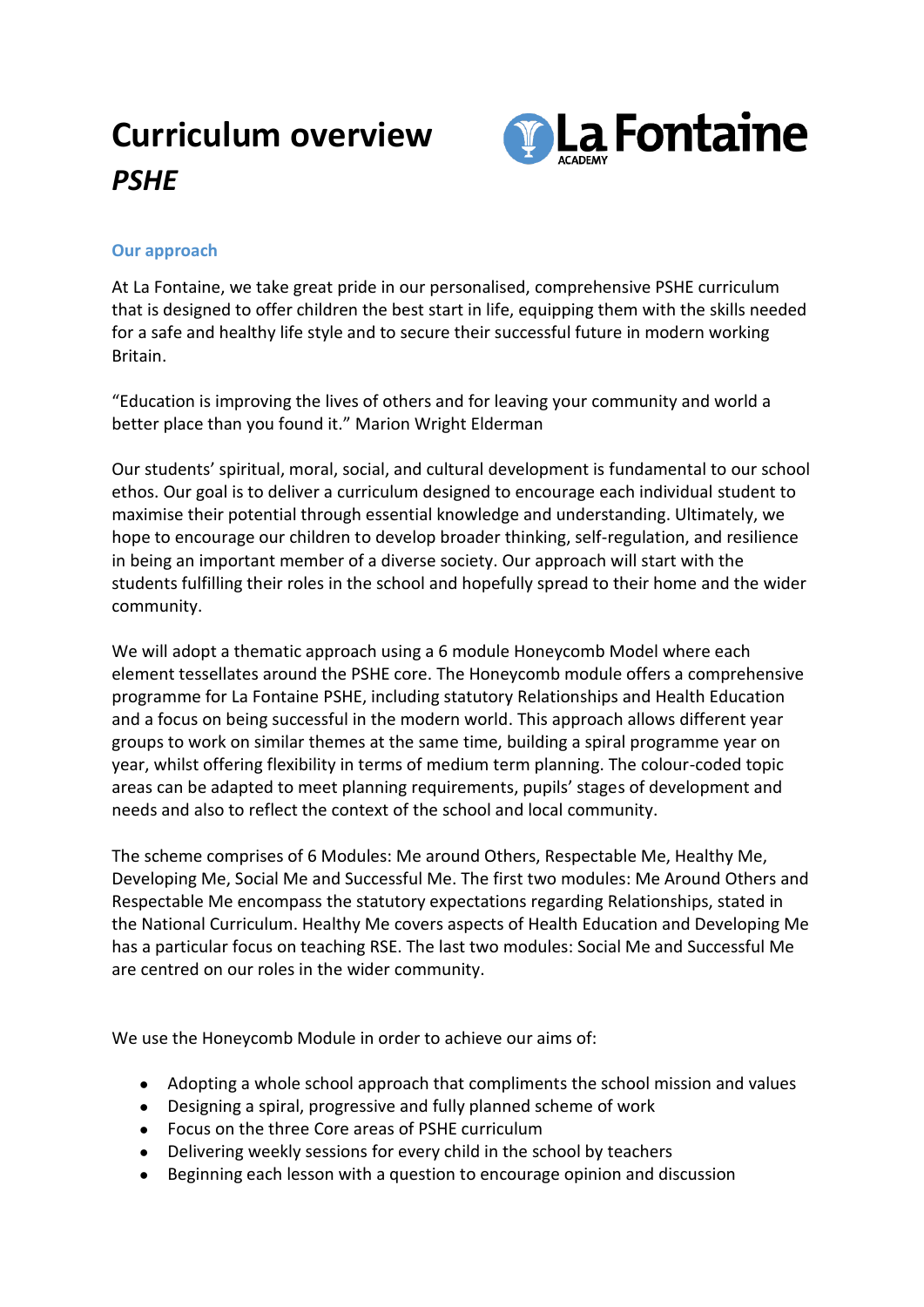# Curriculum overview

# *PSHE*

La Fontaine ACADEMY

## Our approach

At La Fontaine, we take great pride in our personalised, comprehensive PSHE curriculum that is designed to offer children the best start in life, equipping them with the skills needed for a safe and healthy life style and to secure their successful future in modern working Britain.

"Education is improving the lives of others and for leaving your community and world a better place than you found it." Marion Wright Elderman

Our students' spiritual, moral, social, and cultural development is fundamental to our school ethos. Our goal is to deliver a curriculum designed to encourage each individual student to maximise their potential through essential knowledge and understanding. Ultimately, we hope to encourage our children to develop broader thinking, self-regulation, and resilience in being an important member of a diverse society. Our approach will start with the students fulfilling their roles in the school and hopefully spread to their home and the wider community.

We will adopt a thematic approach using a 6 module Honeycomb Model where each element tessellates around the PSHE core. The Honeycomb module offers a comprehensive programme for La Fontaine PSHE, including statutory Relationships and Health Education and a focus on being successful in the modern world. This approach allows different year groups to work on similar themes at the same time, building a spiral programme year on year, whilst offering flexibility in terms of medium term planning. The colour-coded topic areas can be adapted to meet planning requirements, pupils' stages of development and needs and also to reflect the context of the school and local community.

The scheme comprises of 6 Modules: Me around Others, Respectable Me, Healthy Me, Developing Me, Social Me and Successful Me. The first two modules: Me Around Others and Respectable Me encompass the statutory expectations regarding Relationships, stated in the National Curriculum. Healthy Me covers aspects of Health Education and Developing Me has a particular focus on teaching RSE. The last two modules: Social Me and Successful Me are centred on our roles in the wider community.

We use the Honeycomb Module in order to achieve our aims of:

- Adopting a whole school approach that compliments the school mission and values
- Designing a spiral, progressive and fully planned scheme of work
- Focus on the three Core areas of PSHE curriculum
- Delivering weekly sessions for every child in the school by teachers
- Beginning each lesson with a question to encourage opinion and discussion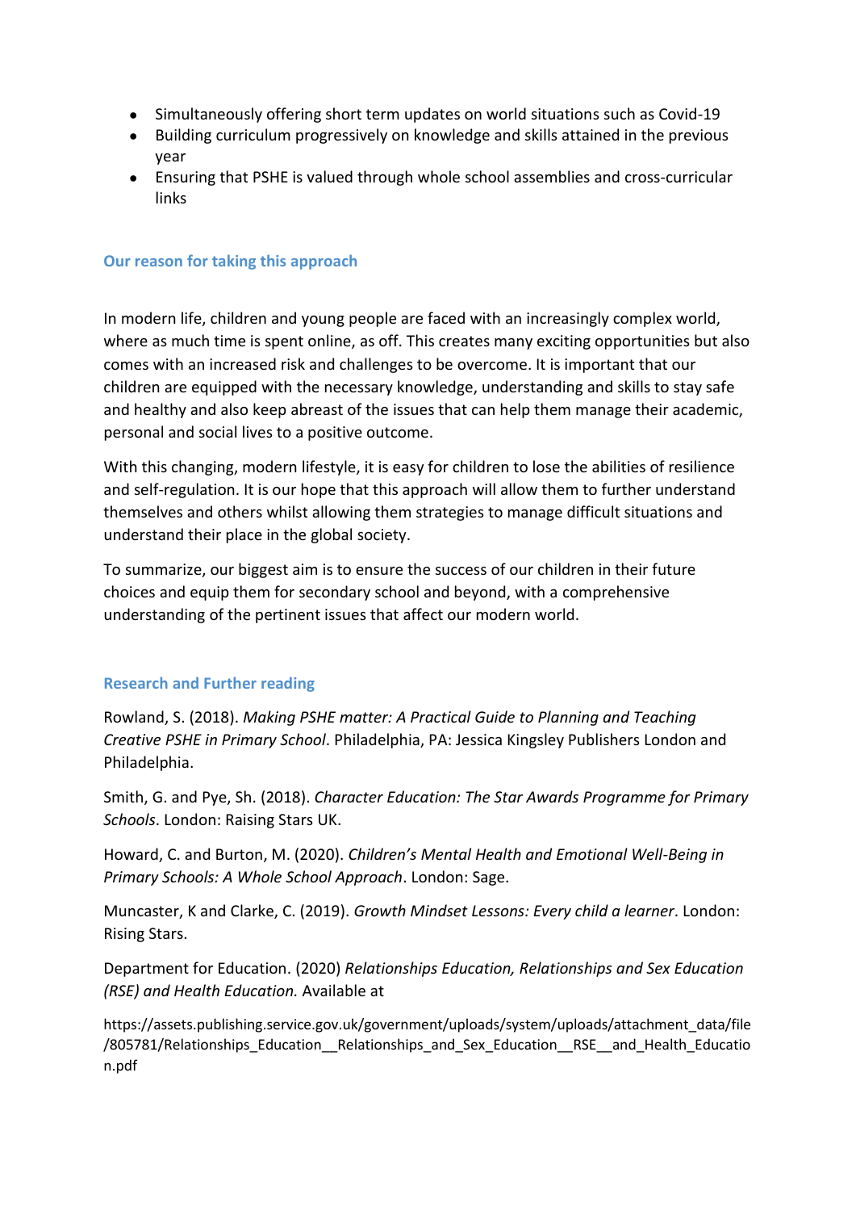- Simultaneously offering short term updates on world situations such as Covid-19
- Building curriculum progressively on knowledge and skills attained in the previous year
- Ensuring that PSHE is valued through whole school assemblies and cross-curricular links

## Our reason for taking this approach

In modern life, children and young people are faced with an increasingly complex world, where as much time is spent online, as off. This creates many exciting opportunities but also comes with an increased risk and challenges to be overcome. It is important that our children are equipped with the necessary knowledge, understanding and skills to stay safe and healthy and also keep abreast of the issues that can help them manage their academic, personal and social lives to a positive outcome.

With this changing, modern lifestyle, it is easy for children to lose the abilities of resilience and self-regulation. It is our hope that this approach will allow them to further understand themselves and others whilst allowing them strategies to manage difficult situations and understand their place in the global society.

To summarize, our biggest aim is to ensure the success of our children in their future choices and equip them for secondary school and beyond, with a comprehensive understanding of the pertinent issues that affect our modern world.

## Research and Further reading

Rowland, S. (2018). *Making PSHE matter: A Practical Guide to Planning and Teaching Creative PSHE in Primary School*. Philadelphia, PA: Jessica Kingsley Publishers London and Philadelphia.

Smith, G. and Pye, Sh. (2018). *Character Education: The Star Awards Programme for Primary Schools*. London: Raising Stars UK.

Howard, C. and Burton, M. (2020). *Children's Mental Health and Emotional Well-Being in Primary Schools: A Whole School Approach*. London: Sage.

Muncaster, K and Clarke, C. (2019). *Growth Mindset Lessons: Every child a learner*. London: Rising Stars.

Department for Education. (2020) *Relationships Education, Relationships and Sex Education (RSE) and Health Education.* Available at

https://assets.publishing.service.gov.uk/government/uploads/system/uploads/attachment_data/file/805781/Relationships_Education__Relationships_and_Sex_Education__RSE__and_Health_Education.pdf